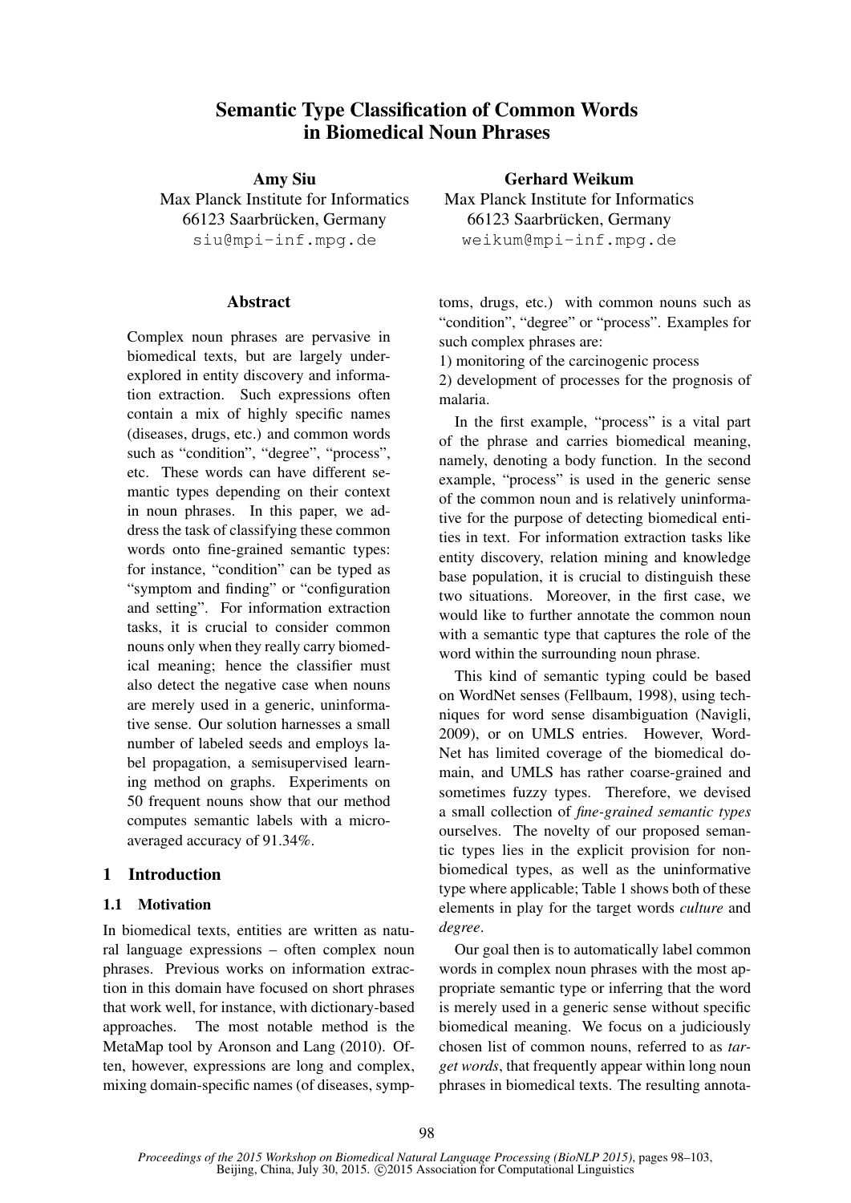# Semantic Type Classification of Common Words in Biomedical Noun Phrases

**Amy Siu**
Max Planck Institute for Informatics
66123 Saarbrücken, Germany
siu@mpi-inf.mpg.de

**Gerhard Weikum**
Max Planck Institute for Informatics
66123 Saarbrücken, Germany
weikum@mpi-inf.mpg.de

## Abstract

Complex noun phrases are pervasive in biomedical texts, but are largely underexplored in entity discovery and information extraction. Such expressions often contain a mix of highly specific names (diseases, drugs, etc.) and common words such as "condition", "degree", "process", etc. These words can have different semantic types depending on their context in noun phrases. In this paper, we address the task of classifying these common words onto fine-grained semantic types: for instance, "condition" can be typed as "symptom and finding" or "configuration and setting". For information extraction tasks, it is crucial to consider common nouns only when they really carry biomedical meaning; hence the classifier must also detect the negative case when nouns are merely used in a generic, uninformative sense. Our solution harnesses a small number of labeled seeds and employs label propagation, a semisupervised learning method on graphs. Experiments on 50 frequent nouns show that our method computes semantic labels with a micro-averaged accuracy of 91.34%.

## 1 Introduction

### 1.1 Motivation

In biomedical texts, entities are written as natural language expressions – often complex noun phrases. Previous works on information extraction in this domain have focused on short phrases that work well, for instance, with dictionary-based approaches. The most notable method is the MetaMap tool by Aronson and Lang (2010). Often, however, expressions are long and complex, mixing domain-specific names (of diseases, symptoms, drugs, etc.) with common nouns such as "condition", "degree" or "process". Examples for such complex phrases are:

1) monitoring of the carcinogenic process
2) development of processes for the prognosis of malaria.

In the first example, "process" is a vital part of the phrase and carries biomedical meaning, namely, denoting a body function. In the second example, "process" is used in the generic sense of the common noun and is relatively uninformative for the purpose of detecting biomedical entities in text. For information extraction tasks like entity discovery, relation mining and knowledge base population, it is crucial to distinguish these two situations. Moreover, in the first case, we would like to further annotate the common noun with a semantic type that captures the role of the word within the surrounding noun phrase.

This kind of semantic typing could be based on WordNet senses (Fellbaum, 1998), using techniques for word sense disambiguation (Navigli, 2009), or on UMLS entries. However, WordNet has limited coverage of the biomedical domain, and UMLS has rather coarse-grained and sometimes fuzzy types. Therefore, we devised a small collection of *fine-grained semantic types* ourselves. The novelty of our proposed semantic types lies in the explicit provision for non-biomedical types, as well as the uninformative type where applicable; Table 1 shows both of these elements in play for the target words *culture* and *degree*.

Our goal then is to automatically label common words in complex noun phrases with the most appropriate semantic type or inferring that the word is merely used in a generic sense without specific biomedical meaning. We focus on a judiciously chosen list of common nouns, referred to as *target words*, that frequently appear within long noun phrases in biomedical texts. The resulting annota-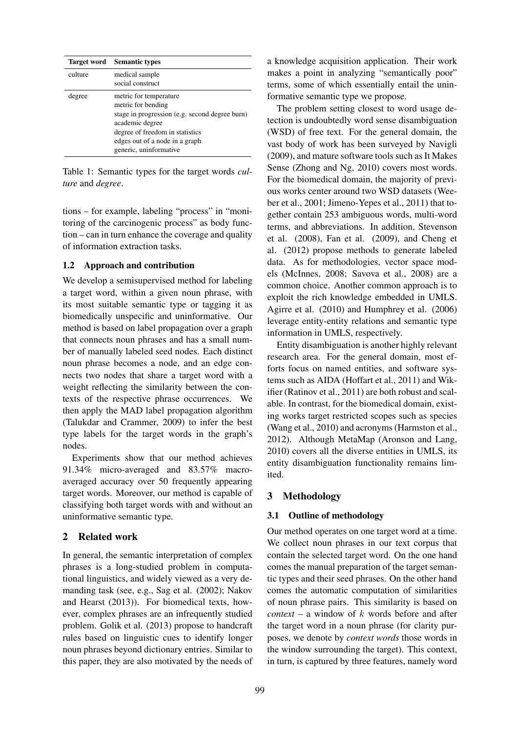| Target word | Semantic types |
| --- | --- |
| culture | medical sample<br>social construct |
| degree | metric for temperature<br>metric for bending<br>stage in progression (e.g. second degree burn)<br>academic degree<br>degree of freedom in statistics<br>edges out of a node in a graph<br>generic, uninformative |

Table 1: Semantic types for the target words *culture* and *degree*.

tions – for example, labeling "process" in "monitoring of the carcinogenic process" as body function – can in turn enhance the coverage and quality of information extraction tasks.

### 1.2 Approach and contribution

We develop a semisupervised method for labeling a target word, within a given noun phrase, with its most suitable semantic type or tagging it as biomedically unspecific and uninformative. Our method is based on label propagation over a graph that connects noun phrases and has a small number of manually labeled seed nodes. Each distinct noun phrase becomes a node, and an edge connects two nodes that share a target word with a weight reflecting the similarity between the contexts of the respective phrase occurrences. We then apply the MAD label propagation algorithm (Talukdar and Crammer, 2009) to infer the best type labels for the target words in the graph's nodes.

Experiments show that our method achieves 91.34% micro-averaged and 83.57% macro-averaged accuracy over 50 frequently appearing target words. Moreover, our method is capable of classifying both target words with and without an uninformative semantic type.

## 2 Related work

In general, the semantic interpretation of complex phrases is a long-studied problem in computational linguistics, and widely viewed as a very demanding task (see, e.g., Sag et al. (2002); Nakov and Hearst (2013)). For biomedical texts, however, complex phrases are an infrequently studied problem. Golik et al. (2013) propose to handcraft rules based on linguistic cues to identify longer noun phrases beyond dictionary entries. Similar to this paper, they are also motivated by the needs of a knowledge acquisition application. Their work makes a point in analyzing "semantically poor" terms, some of which essentially entail the uninformative semantic type we propose.

The problem setting closest to word usage detection is undoubtedly word sense disambiguation (WSD) of free text. For the general domain, the vast body of work has been surveyed by Navigli (2009), and mature software tools such as It Makes Sense (Zhong and Ng, 2010) covers most words. For the biomedical domain, the majority of previous works center around two WSD datasets (Weeber et al., 2001; Jimeno-Yepes et al., 2011) that together contain 253 ambiguous words, multi-word terms, and abbreviations. In addition, Stevenson et al. (2008), Fan et al. (2009), and Cheng et al. (2012) propose methods to generate labeled data. As for methodologies, vector space models (McInnes, 2008; Savova et al., 2008) are a common choice. Another common approach is to exploit the rich knowledge embedded in UMLS. Agirre et al. (2010) and Humphrey et al. (2006) leverage entity-entity relations and semantic type information in UMLS, respectively.

Entity disambiguation is another highly relevant research area. For the general domain, most efforts focus on named entities, and software systems such as AIDA (Hoffart et al., 2011) and Wikifier (Ratinov et al., 2011) are both robust and scalable. In contrast, for the biomedical domain, existing works target restricted scopes such as species (Wang et al., 2010) and acronyms (Harmston et al., 2012). Although MetaMap (Aronson and Lang, 2010) covers all the diverse entities in UMLS, its entity disambiguation functionality remains limited.

## 3 Methodology

### 3.1 Outline of methodology

Our method operates on one target word at a time. We collect noun phrases in our text corpus that contain the selected target word. On the one hand comes the manual preparation of the target semantic types and their seed phrases. On the other hand comes the automatic computation of similarities of noun phrase pairs. This similarity is based on *context* – a window of $k$ words before and after the target word in a noun phrase (for clarity purposes, we denote by *context words* those words in the window surrounding the target). This context, in turn, is captured by three features, namely word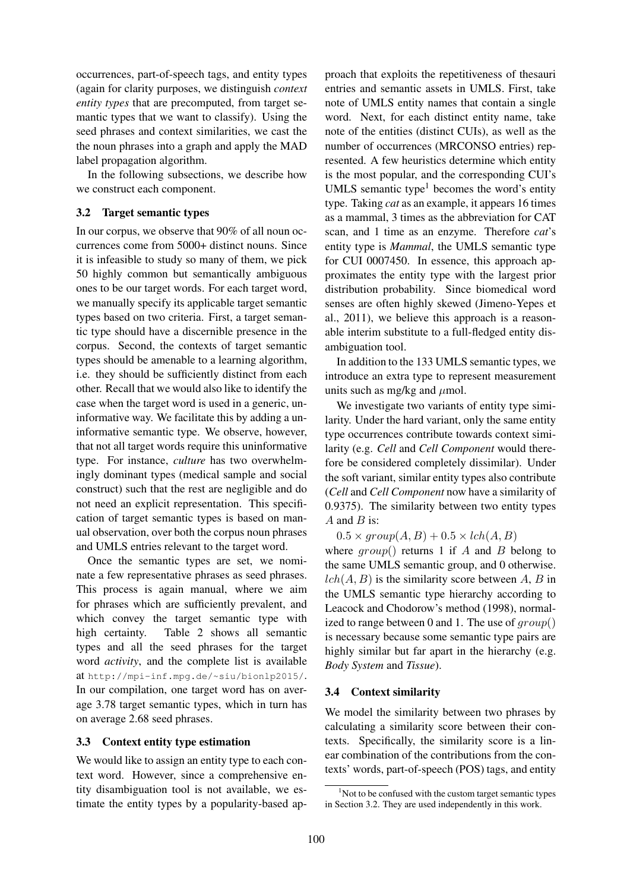occurrences, part-of-speech tags, and entity types (again for clarity purposes, we distinguish *context entity types* that are precomputed, from target semantic types that we want to classify). Using the seed phrases and context similarities, we cast the the noun phrases into a graph and apply the MAD label propagation algorithm.

In the following subsections, we describe how we construct each component.

### 3.2 Target semantic types

In our corpus, we observe that 90% of all noun occurrences come from 5000+ distinct nouns. Since it is infeasible to study so many of them, we pick 50 highly common but semantically ambiguous ones to be our target words. For each target word, we manually specify its applicable target semantic types based on two criteria. First, a target semantic type should have a discernible presence in the corpus. Second, the contexts of target semantic types should be amenable to a learning algorithm, i.e. they should be sufficiently distinct from each other. Recall that we would also like to identify the case when the target word is used in a generic, uninformative way. We facilitate this by adding a uninformative semantic type. We observe, however, that not all target words require this uninformative type. For instance, *culture* has two overwhelmingly dominant types (medical sample and social construct) such that the rest are negligible and do not need an explicit representation. This specification of target semantic types is based on manual observation, over both the corpus noun phrases and UMLS entries relevant to the target word.

Once the semantic types are set, we nominate a few representative phrases as seed phrases. This process is again manual, where we aim for phrases which are sufficiently prevalent, and which convey the target semantic type with high certainty. Table 2 shows all semantic types and all the seed phrases for the target word *activity*, and the complete list is available at http://mpi-inf.mpg.de/~siu/bionlp2015/. In our compilation, one target word has on average 3.78 target semantic types, which in turn has on average 2.68 seed phrases.

### 3.3 Context entity type estimation

We would like to assign an entity type to each context word. However, since a comprehensive entity disambiguation tool is not available, we estimate the entity types by a popularity-based approach that exploits the repetitiveness of thesauri entries and semantic assets in UMLS. First, take note of UMLS entity names that contain a single word. Next, for each distinct entity name, take note of the entities (distinct CUIs), as well as the number of occurrences (MRCONSO entries) represented. A few heuristics determine which entity is the most popular, and the corresponding CUI's UMLS semantic type[1] becomes the word's entity type. Taking *cat* as an example, it appears 16 times as a mammal, 3 times as the abbreviation for CAT scan, and 1 time as an enzyme. Therefore *cat*'s entity type is *Mammal*, the UMLS semantic type for CUI 0007450. In essence, this approach approximates the entity type with the largest prior distribution probability. Since biomedical word senses are often highly skewed (Jimeno-Yepes et al., 2011), we believe this approach is a reasonable interim substitute to a full-fledged entity disambiguation tool.

In addition to the 133 UMLS semantic types, we introduce an extra type to represent measurement units such as mg/kg and $\mu$mol.

We investigate two variants of entity type similarity. Under the hard variant, only the same entity type occurrences contribute towards context similarity (e.g. *Cell* and *Cell Component* would therefore be considered completely dissimilar). Under the soft variant, similar entity types also contribute (*Cell* and *Cell Component* now have a similarity of 0.9375). The similarity between two entity types $A$ and $B$ is:

$$0.5 \times group(A, B) + 0.5 \times lch(A, B)$$

where $group()$ returns 1 if $A$ and $B$ belong to the same UMLS semantic group, and 0 otherwise. $lch(A, B)$ is the similarity score between $A$, $B$ in the UMLS semantic type hierarchy according to Leacock and Chodorow's method (1998), normalized to range between 0 and 1. The use of $group()$ is necessary because some semantic type pairs are highly similar but far apart in the hierarchy (e.g. *Body System* and *Tissue*).

### 3.4 Context similarity

We model the similarity between two phrases by calculating a similarity score between their contexts. Specifically, the similarity score is a linear combination of the contributions from the contexts' words, part-of-speech (POS) tags, and entity

[1] Not to be confused with the custom target semantic types in Section 3.2. They are used independently in this work.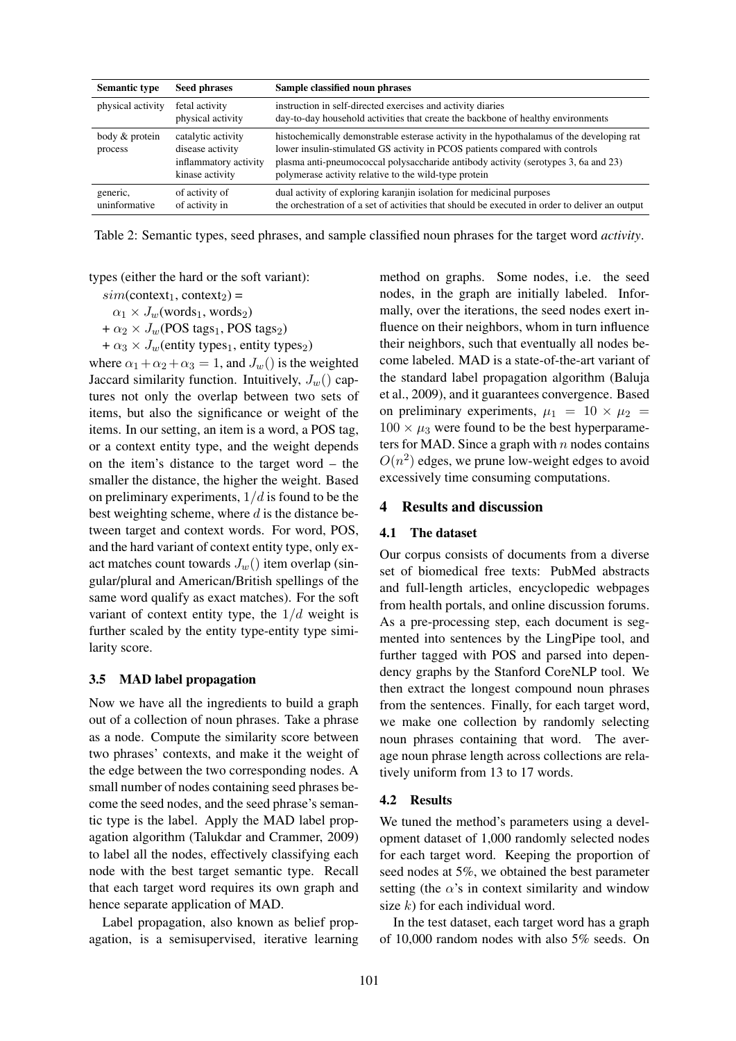| Semantic type | Seed phrases | Sample classified noun phrases |
|---|---|---|
| physical activity | fetal activity<br>physical activity | instruction in self-directed exercises and activity diaries<br>day-to-day household activities that create the backbone of healthy environments |
| body & protein process | catalytic activity<br>disease activity<br>inflammatory activity<br>kinase activity | histochemically demonstrable esterase activity in the hypothalamus of the developing rat<br>lower insulin-stimulated GS activity in PCOS patients compared with controls<br>plasma anti-pneumococcal polysaccharide antibody activity (serotypes 3, 6a and 23)<br>polymerase activity relative to the wild-type protein |
| generic, uninformative | of activity of<br>of activity in | dual activity of exploring karanjin isolation for medicinal purposes<br>the orchestration of a set of activities that should be executed in order to deliver an output |

Table 2: Semantic types, seed phrases, and sample classified noun phrases for the target word *activity*.

types (either the hard or the soft variant):

$sim(\text{context}_1, \text{context}_2)$ =
$\alpha_1 \times J_w(\text{words}_1, \text{words}_2)$
+ $\alpha_2 \times J_w(\text{POS tags}_1, \text{POS tags}_2)$
+ $\alpha_3 \times J_w(\text{entity types}_1, \text{entity types}_2)$

where $\alpha_1 + \alpha_2 + \alpha_3 = 1$, and $J_w()$ is the weighted Jaccard similarity function. Intuitively, $J_w()$ captures not only the overlap between two sets of items, but also the significance or weight of the items. In our setting, an item is a word, a POS tag, or a context entity type, and the weight depends on the item's distance to the target word – the smaller the distance, the higher the weight. Based on preliminary experiments, $1/d$ is found to be the best weighting scheme, where $d$ is the distance between target and context words. For word, POS, and the hard variant of context entity type, only exact matches count towards $J_w()$ item overlap (singular/plural and American/British spellings of the same word qualify as exact matches). For the soft variant of context entity type, the $1/d$ weight is further scaled by the entity type-entity type similarity score.

### 3.5 MAD label propagation

Now we have all the ingredients to build a graph out of a collection of noun phrases. Take a phrase as a node. Compute the similarity score between two phrases' contexts, and make it the weight of the edge between the two corresponding nodes. A small number of nodes containing seed phrases become the seed nodes, and the seed phrase's semantic type is the label. Apply the MAD label propagation algorithm (Talukdar and Crammer, 2009) to label all the nodes, effectively classifying each node with the best target semantic type. Recall that each target word requires its own graph and hence separate application of MAD.

Label propagation, also known as belief propagation, is a semisupervised, iterative learning method on graphs. Some nodes, i.e. the seed nodes, in the graph are initially labeled. Informally, over the iterations, the seed nodes exert influence on their neighbors, whom in turn influence their neighbors, such that eventually all nodes become labeled. MAD is a state-of-the-art variant of the standard label propagation algorithm (Baluja et al., 2009), and it guarantees convergence. Based on preliminary experiments, $\mu_1 = 10 \times \mu_2 = 100 \times \mu_3$ were found to be the best hyperparameters for MAD. Since a graph with $n$ nodes contains $O(n^2)$ edges, we prune low-weight edges to avoid excessively time consuming computations.

## 4 Results and discussion

### 4.1 The dataset

Our corpus consists of documents from a diverse set of biomedical free texts: PubMed abstracts and full-length articles, encyclopedic webpages from health portals, and online discussion forums. As a pre-processing step, each document is segmented into sentences by the LingPipe tool, and further tagged with POS and parsed into dependency graphs by the Stanford CoreNLP tool. We then extract the longest compound noun phrases from the sentences. Finally, for each target word, we make one collection by randomly selecting noun phrases containing that word. The average noun phrase length across collections are relatively uniform from 13 to 17 words.

### 4.2 Results

We tuned the method's parameters using a development dataset of 1,000 randomly selected nodes for each target word. Keeping the proportion of seed nodes at 5%, we obtained the best parameter setting (the $\alpha$'s in context similarity and window size $k$) for each individual word.

In the test dataset, each target word has a graph of 10,000 random nodes with also 5% seeds. On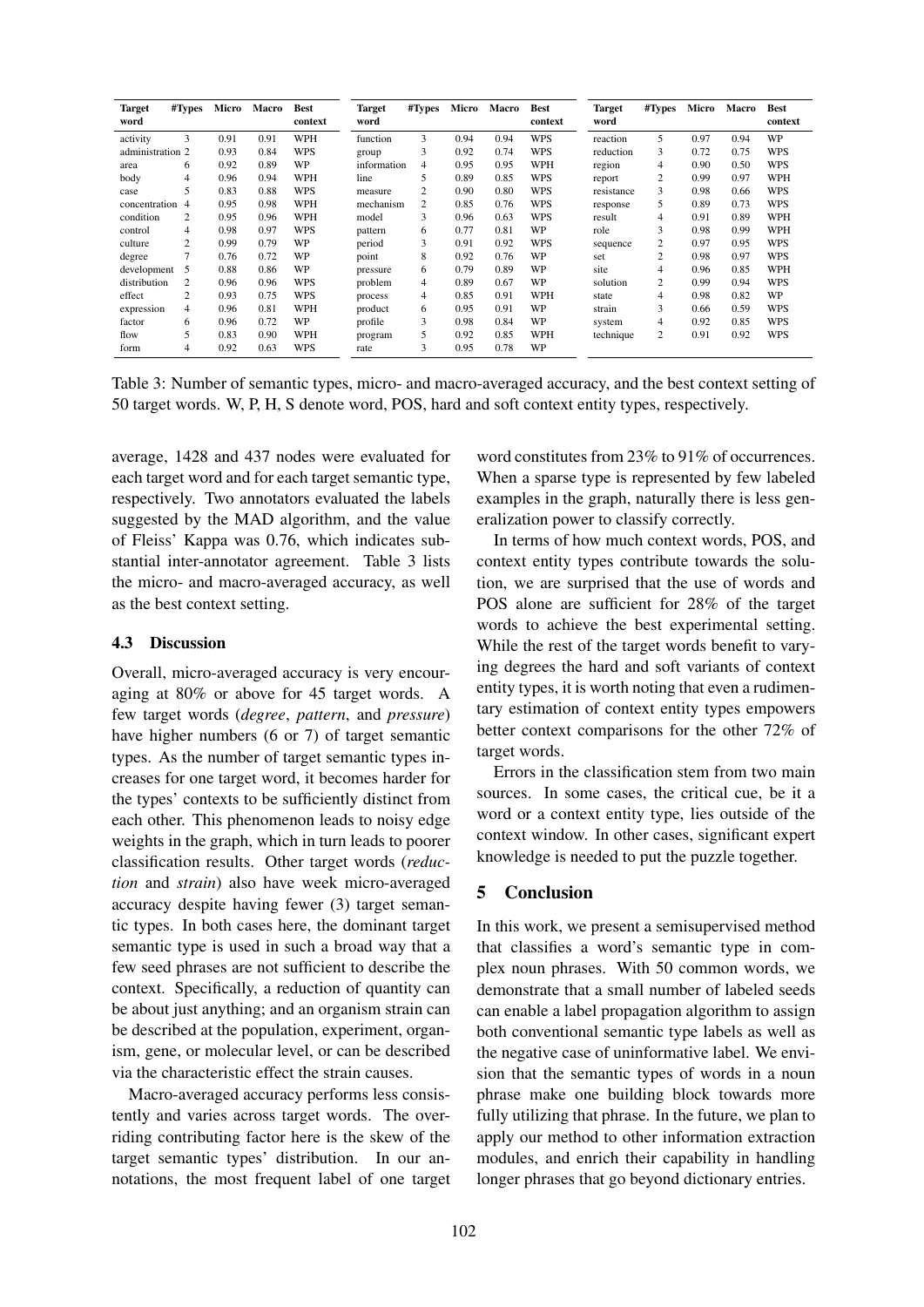| Target word | #Types | Micro | Macro | Best context | Target word | #Types | Micro | Macro | Best context | Target word | #Types | Micro | Macro | Best context |
|---|---|---|---|---|---|---|---|---|---|---|---|---|---|---|
| activity | 3 | 0.91 | 0.91 | WPH | function | 3 | 0.94 | 0.94 | WPS | reaction | 5 | 0.97 | 0.94 | WP |
| administration | 2 | 0.93 | 0.84 | WPS | group | 3 | 0.92 | 0.74 | WPS | reduction | 3 | 0.72 | 0.75 | WPS |
| area | 6 | 0.92 | 0.89 | WP | information | 4 | 0.95 | 0.95 | WPH | region | 4 | 0.90 | 0.50 | WPS |
| body | 4 | 0.96 | 0.94 | WPH | line | 5 | 0.89 | 0.85 | WPS | report | 2 | 0.99 | 0.97 | WPH |
| case | 5 | 0.83 | 0.88 | WPS | measure | 2 | 0.90 | 0.80 | WPS | resistance | 3 | 0.98 | 0.66 | WPS |
| concentration | 4 | 0.95 | 0.98 | WPH | mechanism | 2 | 0.85 | 0.76 | WPS | response | 5 | 0.89 | 0.73 | WPS |
| condition | 2 | 0.95 | 0.96 | WPH | model | 3 | 0.96 | 0.63 | WPS | result | 4 | 0.91 | 0.89 | WPH |
| control | 4 | 0.98 | 0.97 | WPS | pattern | 6 | 0.77 | 0.81 | WP | role | 3 | 0.98 | 0.99 | WPH |
| culture | 2 | 0.99 | 0.79 | WP | period | 3 | 0.91 | 0.92 | WPS | sequence | 2 | 0.97 | 0.95 | WPS |
| degree | 7 | 0.76 | 0.72 | WP | point | 8 | 0.92 | 0.76 | WP | set | 2 | 0.98 | 0.97 | WPS |
| development | 5 | 0.88 | 0.86 | WP | pressure | 6 | 0.79 | 0.89 | WP | site | 4 | 0.96 | 0.85 | WPH |
| distribution | 2 | 0.96 | 0.96 | WPS | problem | 4 | 0.89 | 0.67 | WP | solution | 2 | 0.99 | 0.94 | WPS |
| effect | 2 | 0.93 | 0.75 | WPS | process | 4 | 0.85 | 0.91 | WPH | state | 4 | 0.98 | 0.82 | WP |
| expression | 4 | 0.96 | 0.81 | WPH | product | 6 | 0.95 | 0.91 | WP | strain | 3 | 0.66 | 0.59 | WPS |
| factor | 6 | 0.96 | 0.72 | WP | profile | 3 | 0.98 | 0.84 | WP | system | 4 | 0.92 | 0.85 | WPS |
| flow | 5 | 0.83 | 0.90 | WPH | program | 5 | 0.92 | 0.85 | WPH | technique | 2 | 0.91 | 0.92 | WPS |
| form | 4 | 0.92 | 0.63 | WPS | rate | 3 | 0.95 | 0.78 | WP | | | | | |

Table 3: Number of semantic types, micro- and macro-averaged accuracy, and the best context setting of 50 target words. W, P, H, S denote word, POS, hard and soft context entity types, respectively.

average, 1428 and 437 nodes were evaluated for each target word and for each target semantic type, respectively. Two annotators evaluated the labels suggested by the MAD algorithm, and the value of Fleiss' Kappa was 0.76, which indicates substantial inter-annotator agreement. Table 3 lists the micro- and macro-averaged accuracy, as well as the best context setting.

### 4.3 Discussion

Overall, micro-averaged accuracy is very encouraging at 80% or above for 45 target words. A few target words (*degree*, *pattern*, and *pressure*) have higher numbers (6 or 7) of target semantic types. As the number of target semantic types increases for one target word, it becomes harder for the types' contexts to be sufficiently distinct from each other. This phenomenon leads to noisy edge weights in the graph, which in turn leads to poorer classification results. Other target words (*reduction* and *strain*) also have week micro-averaged accuracy despite having fewer (3) target semantic types. In both cases here, the dominant target semantic type is used in such a broad way that a few seed phrases are not sufficient to describe the context. Specifically, a reduction of quantity can be about just anything; and an organism strain can be described at the population, experiment, organism, gene, or molecular level, or can be described via the characteristic effect the strain causes.

Macro-averaged accuracy performs less consistently and varies across target words. The overriding contributing factor here is the skew of the target semantic types' distribution. In our annotations, the most frequent label of one target word constitutes from 23% to 91% of occurrences. When a sparse type is represented by few labeled examples in the graph, naturally there is less generalization power to classify correctly.

In terms of how much context words, POS, and context entity types contribute towards the solution, we are surprised that the use of words and POS alone are sufficient for 28% of the target words to achieve the best experimental setting. While the rest of the target words benefit to varying degrees the hard and soft variants of context entity types, it is worth noting that even a rudimentary estimation of context entity types empowers better context comparisons for the other 72% of target words.

Errors in the classification stem from two main sources. In some cases, the critical cue, be it a word or a context entity type, lies outside of the context window. In other cases, significant expert knowledge is needed to put the puzzle together.

## 5 Conclusion

In this work, we present a semisupervised method that classifies a word's semantic type in complex noun phrases. With 50 common words, we demonstrate that a small number of labeled seeds can enable a label propagation algorithm to assign both conventional semantic type labels as well as the negative case of uninformative label. We envision that the semantic types of words in a noun phrase make one building block towards more fully utilizing that phrase. In the future, we plan to apply our method to other information extraction modules, and enrich their capability in handling longer phrases that go beyond dictionary entries.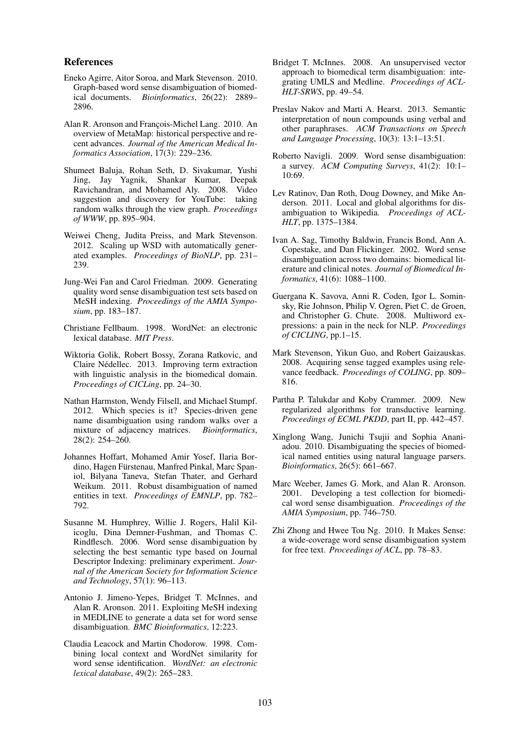## References

Eneko Agirre, Aitor Soroa, and Mark Stevenson. 2010. Graph-based word sense disambiguation of biomedical documents. *Bioinformatics*, 26(22): 2889–2896.

Alan R. Aronson and François-Michel Lang. 2010. An overview of MetaMap: historical perspective and recent advances. *Journal of the American Medical Informatics Association*, 17(3): 229–236.

Shumeet Baluja, Rohan Seth, D. Sivakumar, Yushi Jing, Jay Yagnik, Shankar Kumar, Deepak Ravichandran, and Mohamed Aly. 2008. Video suggestion and discovery for YouTube: taking random walks through the view graph. *Proceedings of WWW*, pp. 895–904.

Weiwei Cheng, Judita Preiss, and Mark Stevenson. 2012. Scaling up WSD with automatically generated examples. *Proceedings of BioNLP*, pp. 231–239.

Jung-Wei Fan and Carol Friedman. 2009. Generating quality word sense disambiguation test sets based on MeSH indexing. *Proceedings of the AMIA Symposium*, pp. 183–187.

Christiane Fellbaum. 1998. WordNet: an electronic lexical database. *MIT Press*.

Wiktoria Golik, Robert Bossy, Zorana Ratkovic, and Claire Nédellec. 2013. Improving term extraction with linguistic analysis in the biomedical domain. *Proceedings of CICLing*, pp. 24–30.

Nathan Harmston, Wendy Filsell, and Michael Stumpf. 2012. Which species is it? Species-driven gene name disambiguation using random walks over a mixture of adjacency matrices. *Bioinformatics*, 28(2): 254–260.

Johannes Hoffart, Mohamed Amir Yosef, Ilaria Bordino, Hagen Fürstenau, Manfred Pinkal, Marc Spaniol, Bilyana Taneva, Stefan Thater, and Gerhard Weikum. 2011. Robust disambiguation of named entities in text. *Proceedings of EMNLP*, pp. 782–792.

Susanne M. Humphrey, Willie J. Rogers, Halil Kilicoglu, Dina Demner-Fushman, and Thomas C. Rindflesch. 2006. Word sense disambiguation by selecting the best semantic type based on Journal Descriptor Indexing: preliminary experiment. *Journal of the American Society for Information Science and Technology*, 57(1): 96–113.

Antonio J. Jimeno-Yepes, Bridget T. McInnes, and Alan R. Aronson. 2011. Exploiting MeSH indexing in MEDLINE to generate a data set for word sense disambiguation. *BMC Bioinformatics*, 12:223.

Claudia Leacock and Martin Chodorow. 1998. Combining local context and WordNet similarity for word sense identification. *WordNet: an electronic lexical database*, 49(2): 265–283.

Bridget T. McInnes. 2008. An unsupervised vector approach to biomedical term disambiguation: integrating UMLS and Medline. *Proceedings of ACL-HLT-SRWS*, pp. 49–54.

Preslav Nakov and Marti A. Hearst. 2013. Semantic interpretation of noun compounds using verbal and other paraphrases. *ACM Transactions on Speech and Language Processing*, 10(3): 13:1–13:51.

Roberto Navigli. 2009. Word sense disambiguation: a survey. *ACM Computing Surveys*, 41(2): 10:1–10:69.

Lev Ratinov, Dan Roth, Doug Downey, and Mike Anderson. 2011. Local and global algorithms for disambiguation to Wikipedia. *Proceedings of ACL-HLT*, pp. 1375–1384.

Ivan A. Sag, Timothy Baldwin, Francis Bond, Ann A. Copestake, and Dan Flickinger. 2002. Word sense disambiguation across two domains: biomedical literature and clinical notes. *Journal of Biomedical Informatics*, 41(6): 1088–1100.

Guergana K. Savova, Anni R. Coden, Igor L. Sominsky, Rie Johnson, Philip V. Ogren, Piet C. de Groen, and Christopher G. Chute. 2008. Multiword expressions: a pain in the neck for NLP. *Proceedings of CICLING*, pp.1–15.

Mark Stevenson, Yikun Guo, and Robert Gaizauskas. 2008. Acquiring sense tagged examples using relevance feedback. *Proceedings of COLING*, pp. 809–816.

Partha P. Talukdar and Koby Crammer. 2009. New regularized algorithms for transductive learning. *Proceedings of ECML PKDD*, part II, pp. 442–457.

Xinglong Wang, Junichi Tsujii and Sophia Ananiadou. 2010. Disambiguating the species of biomedical named entities using natural language parsers. *Bioinformatics*, 26(5): 661–667.

Marc Weeber, James G. Mork, and Alan R. Aronson. 2001. Developing a test collection for biomedical word sense disambiguation. *Proceedings of the AMIA Symposium*, pp. 746–750.

Zhi Zhong and Hwee Tou Ng. 2010. It Makes Sense: a wide-coverage word sense disambiguation system for free text. *Proceedings of ACL*, pp. 78–83.